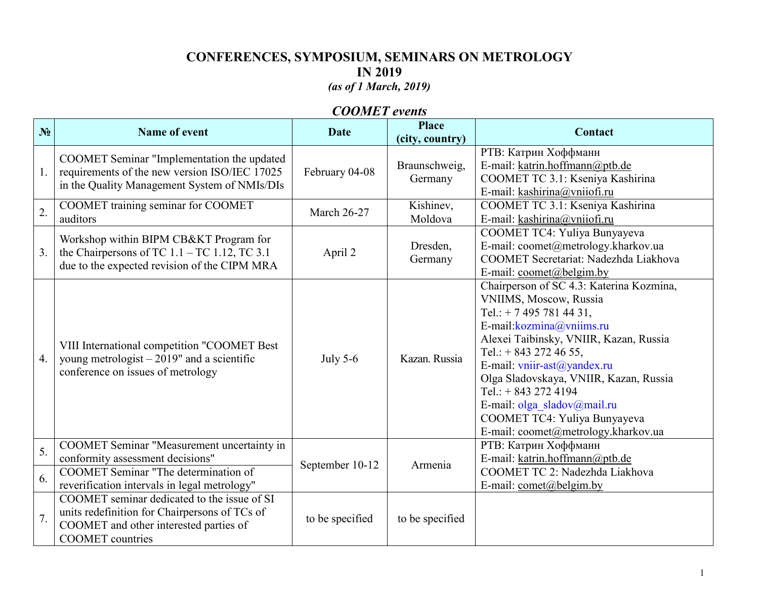# CONFERENCES, SYMPOSIUM, SEMINARS ON METROLOGY IN 2019

*(as of 1 March, 2019)*

## *COOMET events*

| № | Name of event | Date | Place (city, country) | Contact |
|---|---|---|---|---|
| 1. | COOMET Seminar "Implementation the updated requirements of the new version ISO/IEC 17025 in the Quality Management System of NMIs/DIs | February 04-08 | Braunschweig, Germany | PTB: Катрин Хоффманн<br>E-mail: katrin.hoffmann@ptb.de<br>COOMET TC 3.1: Kseniya Kashirina<br>E-mail: kashirina@vniiofi.ru |
| 2. | COOMET training seminar for COOMET auditors | March 26-27 | Kishinev, Moldova | COOMET TC 3.1: Kseniya Kashirina<br>E-mail: kashirina@vniiofi.ru |
| 3. | Workshop within BIPM CB&KT Program for the Chairpersons of TC 1.1 – TC 1.12, TC 3.1 due to the expected revision of the CIPM MRA | April 2 | Dresden, Germany | COOMET TC4: Yuliya Bunyayeva<br>E-mail: coomet@metrology.kharkov.ua<br>COOMET Secretariat: Nadezhda Liakhova<br>E-mail: coomet@belgim.by |
| 4. | VIII International competition "COOMET Best young metrologist – 2019" and a scientific conference on issues of metrology | July 5-6 | Kazan. Russia | Chairperson of SC 4.3: Katerina Kozmina, VNIIMS, Moscow, Russia<br>Tel.: + 7 495 781 44 31,<br>E-mail:kozmina@vniims.ru<br>Alexei Taibinsky, VNIIR, Kazan, Russia<br>Tel.: + 843 272 46 55,<br>E-mail: vniir-ast@yandex.ru<br>Olga Sladovskaya, VNIIR, Kazan, Russia<br>Tel.: + 843 272 4194<br>E-mail: olga_sladov@mail.ru<br>COOMET TC4: Yuliya Bunyayeva<br>E-mail: coomet@metrology.kharkov.ua |
| 5. | COOMET Seminar "Measurement uncertainty in conformity assessment decisions" | September 10-12 | Armenia | PTB: Катрин Хоффманн<br>E-mail: katrin.hoffmann@ptb.de<br>COOMET TC 2: Nadezhda Liakhova<br>E-mail: comet@belgim.by |
| 6. | COOMET Seminar "The determination of reverification intervals in legal metrology" | | | |
| 7. | COOMET seminar dedicated to the issue of SI units redefinition for Chairpersons of TCs of COOMET and other interested parties of COOMET countries | to be specified | to be specified | |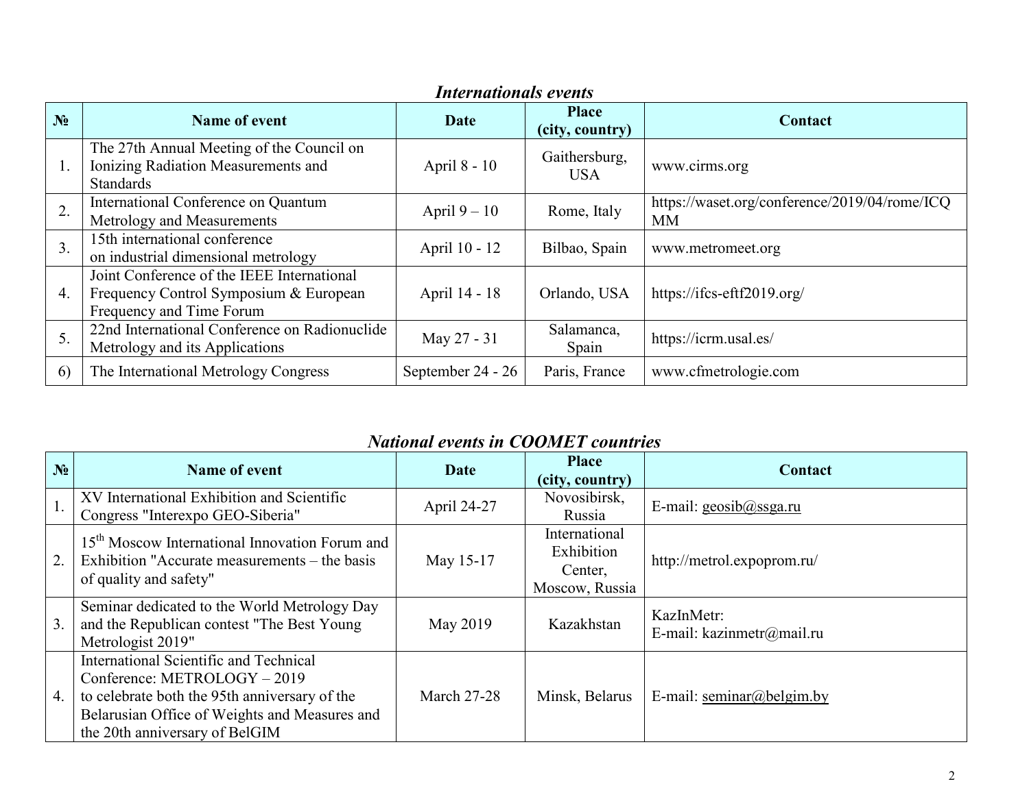## *Internationals events*

| № | Name of event | Date | Place (city, country) | Contact |
|---|---|---|---|---|
| 1. | The 27th Annual Meeting of the Council on Ionizing Radiation Measurements and Standards | April 8 - 10 | Gaithersburg, USA | www.cirms.org |
| 2. | International Conference on Quantum Metrology and Measurements | April 9 – 10 | Rome, Italy | https://waset.org/conference/2019/04/rome/ICQMM |
| 3. | 15th international conference on industrial dimensional metrology | April 10 - 12 | Bilbao, Spain | www.metromeet.org |
| 4. | Joint Conference of the IEEE International Frequency Control Symposium & European Frequency and Time Forum | April 14 - 18 | Orlando, USA | https://ifcs-eftf2019.org/ |
| 5. | 22nd International Conference on Radionuclide Metrology and its Applications | May 27 - 31 | Salamanca, Spain | https://icrm.usal.es/ |
| 6) | The International Metrology Congress | September 24 - 26 | Paris, France | www.cfmetrologie.com |

## *National events in COOMET countries*

| № | Name of event | Date | Place (city, country) | Contact |
|---|---|---|---|---|
| 1. | XV International Exhibition and Scientific Congress "Interexpo GEO-Siberia" | April 24-27 | Novosibirsk, Russia | E-mail: geosib@ssga.ru |
| 2. | 15th Moscow International Innovation Forum and Exhibition "Accurate measurements – the basis of quality and safety" | May 15-17 | International Exhibition Center, Moscow, Russia | http://metrol.expoprom.ru/ |
| 3. | Seminar dedicated to the World Metrology Day and the Republican contest "The Best Young Metrologist 2019" | May 2019 | Kazakhstan | KazInMetr: E-mail: kazinmetr@mail.ru |
| 4. | International Scientific and Technical Conference: METROLOGY – 2019 to celebrate both the 95th anniversary of the Belarusian Office of Weights and Measures and the 20th anniversary of BelGIM | March 27-28 | Minsk, Belarus | E-mail: seminar@belgim.by |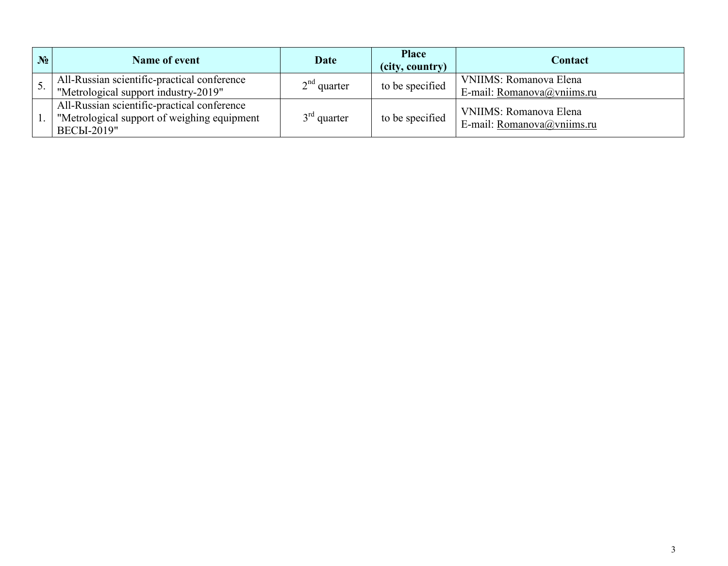| № | Name of event | Date | Place (city, country) | Contact |
|---|---|---|---|---|
| 5. | All-Russian scientific-practical conference "Metrological support industry-2019" | 2nd quarter | to be specified | VNIIMS: Romanova Elena E-mail: Romanova@vniims.ru |
| 1. | All-Russian scientific-practical conference "Metrological support of weighing equipment ВЕСЫ-2019" | 3rd quarter | to be specified | VNIIMS: Romanova Elena E-mail: Romanova@vniims.ru |